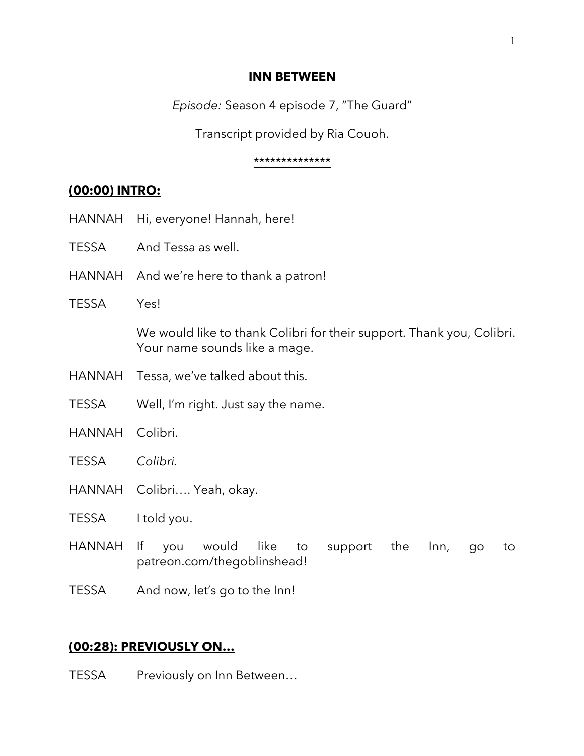# INN BETWEEN

*Episode:* Season 4 episode 7, "The Guard"

Transcript provided by Ria Couoh.

**************

## (00:00) INTRO:

HANNAH Hi, everyone! Hannah, here!

TESSA And Tessa as well.

HANNAH And we're here to thank a patron!

TESSA Yes!

We would like to thank Colibri for their support. Thank you, Colibri. Your name sounds like a mage.

HANNAH Tessa, we've talked about this.

TESSA Well, I'm right. Just say the name.

HANNAH Colibri.

TESSA *Colibri*.

HANNAH Colibri…. Yeah, okay.

TESSA I told you.

HANNAH If you would like to support the Inn, go to patreon.com/thegoblinshead!

TESSA And now, let's go to the Inn!

## (00:28): PREVIOUSLY ON…

TESSA Previously on Inn Between…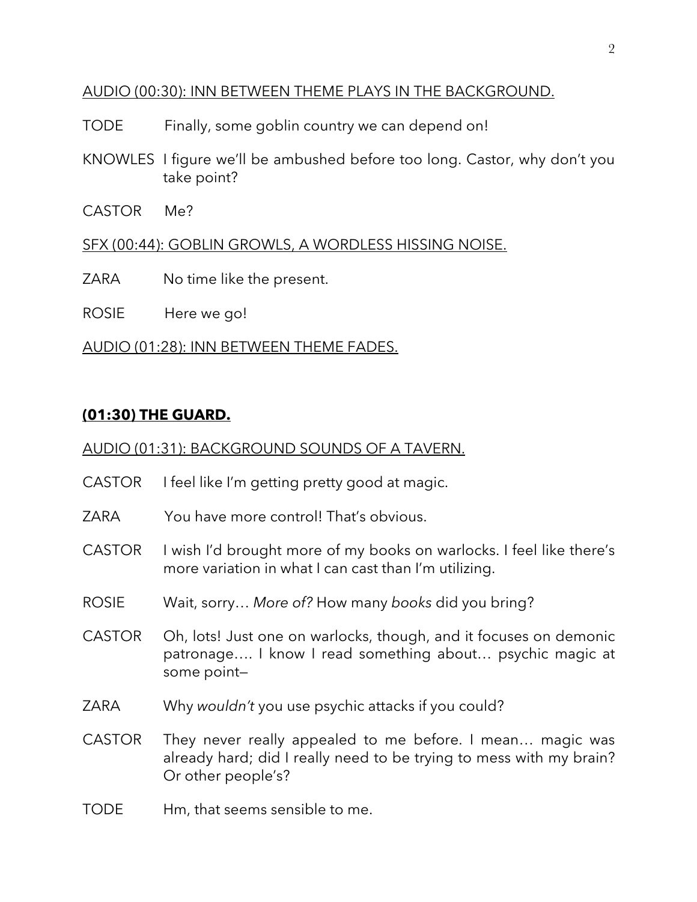AUDIO (00:30): INN BETWEEN THEME PLAYS IN THE BACKGROUND.

TODE  Finally, some goblin country we can depend on!

KNOWLES  I figure we'll be ambushed before too long. Castor, why don't you take point?

CASTOR  Me?

SFX (00:44): GOBLIN GROWLS, A WORDLESS HISSING NOISE.

ZARA  No time like the present.

ROSIE  Here we go!

AUDIO (01:28): INN BETWEEN THEME FADES.

## **(01:30) THE GUARD.**

AUDIO (01:31): BACKGROUND SOUNDS OF A TAVERN.

CASTOR  I feel like I'm getting pretty good at magic.

ZARA  You have more control! That's obvious.

CASTOR  I wish I'd brought more of my books on warlocks. I feel like there's more variation in what I can cast than I'm utilizing.

ROSIE  Wait, sorry… *More of?* How many *books* did you bring?

CASTOR  Oh, lots! Just one on warlocks, though, and it focuses on demonic patronage…. I know I read something about… psychic magic at some point—

ZARA  Why *wouldn't* you use psychic attacks if you could?

CASTOR  They never really appealed to me before. I mean… magic was already hard; did I really need to be trying to mess with my brain? Or other people's?

TODE  Hm, that seems sensible to me.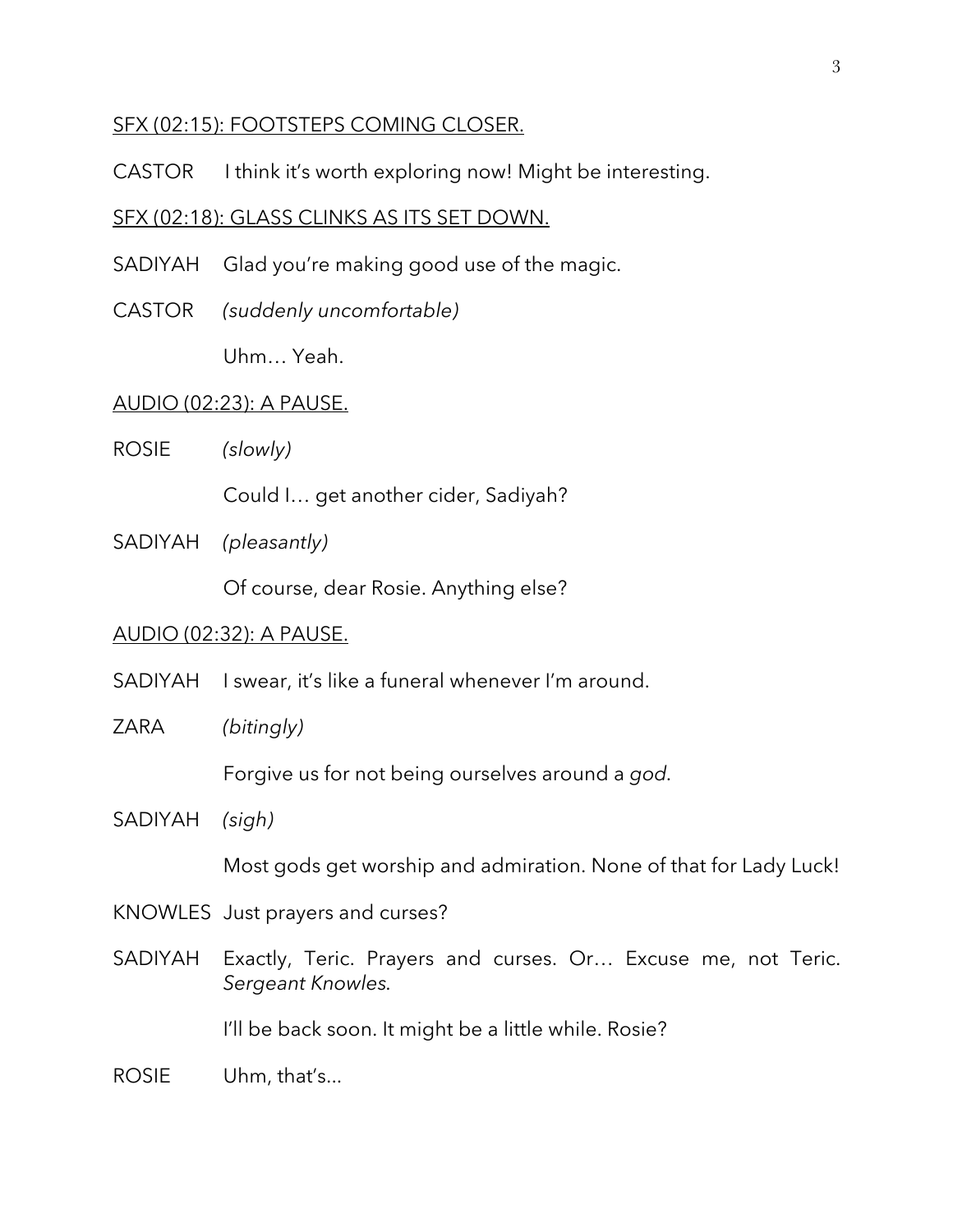<u>SFX (02:15): FOOTSTEPS COMING CLOSER.</u>

CASTOR I think it's worth exploring now! Might be interesting.

<u>SFX (02:18): GLASS CLINKS AS ITS SET DOWN.</u>

SADIYAH Glad you're making good use of the magic.

CASTOR *(suddenly uncomfortable)*

Uhm… Yeah.

<u>AUDIO (02:23): A PAUSE.</u>

ROSIE *(slowly)*

Could I… get another cider, Sadiyah?

SADIYAH *(pleasantly)*

Of course, dear Rosie. Anything else?

<u>AUDIO (02:32): A PAUSE.</u>

SADIYAH I swear, it's like a funeral whenever I'm around.

ZARA *(bitingly)*

Forgive us for not being ourselves around a *god*.

SADIYAH *(sigh)*

Most gods get worship and admiration. None of that for Lady Luck!

KNOWLES Just prayers and curses?

SADIYAH Exactly, Teric. Prayers and curses. Or… Excuse me, not Teric. *Sergeant Knowles*.

I'll be back soon. It might be a little while. Rosie?

ROSIE Uhm, that's...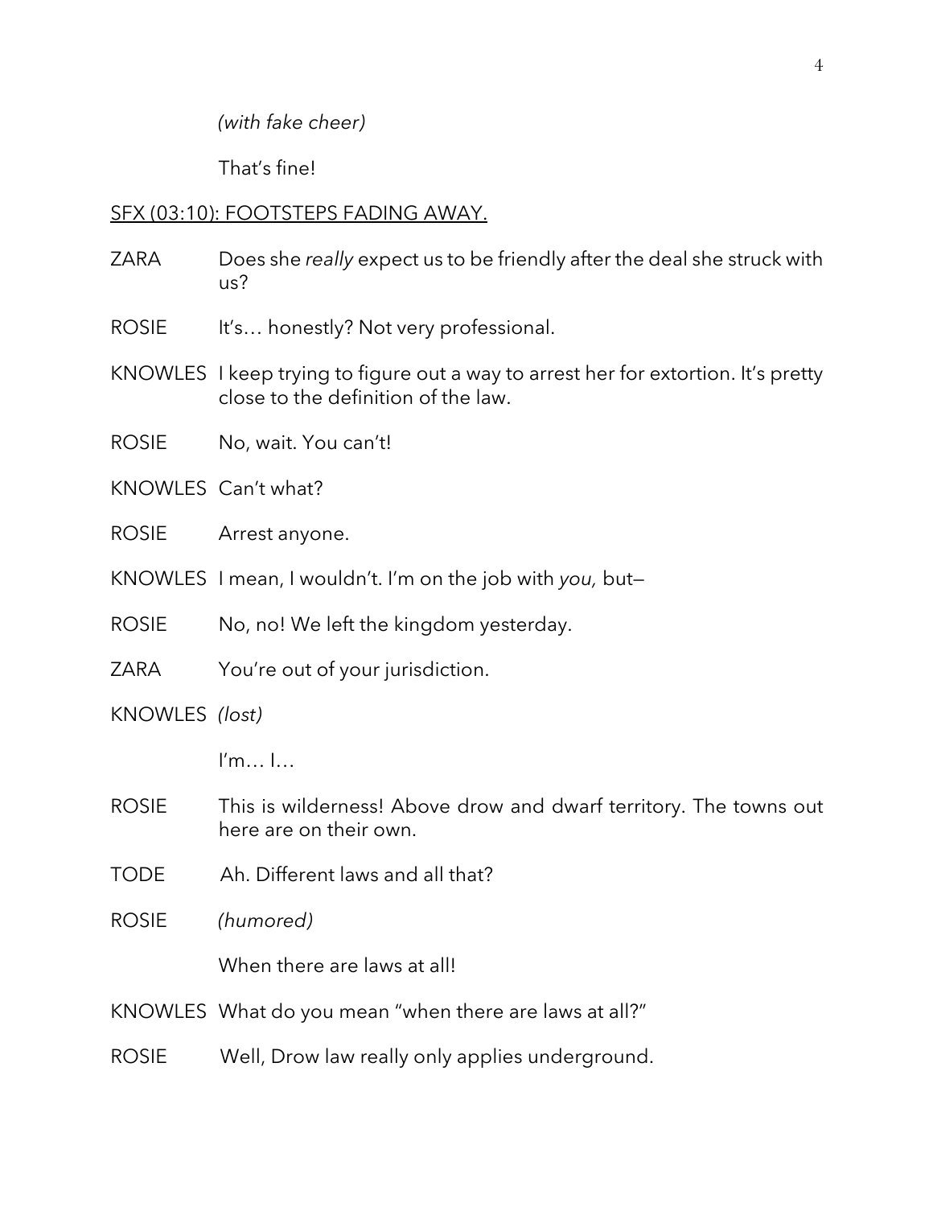*(with fake cheer)*

That's fine!

<u>SFX (03:10): FOOTSTEPS FADING AWAY.</u>

ZARA — Does she *really* expect us to be friendly after the deal she struck with us?

ROSIE — It's… honestly? Not very professional.

KNOWLES — I keep trying to figure out a way to arrest her for extortion. It's pretty close to the definition of the law.

ROSIE — No, wait. You can't!

KNOWLES — Can't what?

ROSIE — Arrest anyone.

KNOWLES — I mean, I wouldn't. I'm on the job with *you,* but—

ROSIE — No, no! We left the kingdom yesterday.

ZARA — You're out of your jurisdiction.

KNOWLES — *(lost)*

I'm… I…

ROSIE — This is wilderness! Above drow and dwarf territory. The towns out here are on their own.

TODE — Ah. Different laws and all that?

ROSIE — *(humored)*

When there are laws at all!

KNOWLES — What do you mean "when there are laws at all?"

ROSIE — Well, Drow law really only applies underground.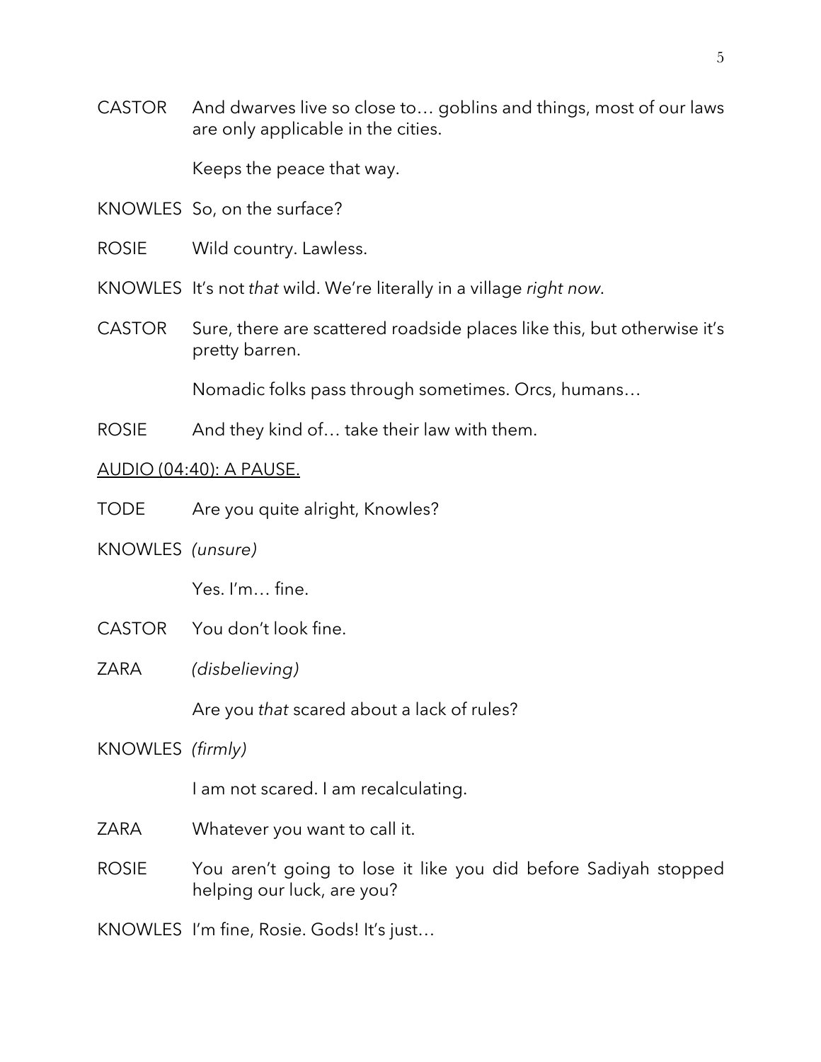CASTOR And dwarves live so close to… goblins and things, most of our laws are only applicable in the cities.

Keeps the peace that way.

KNOWLES So, on the surface?

ROSIE Wild country. Lawless.

KNOWLES It's not *that* wild. We're literally in a village *right now*.

CASTOR Sure, there are scattered roadside places like this, but otherwise it's pretty barren.

Nomadic folks pass through sometimes. Orcs, humans…

ROSIE And they kind of… take their law with them.

<u>AUDIO (04:40): A PAUSE.</u>

TODE Are you quite alright, Knowles?

KNOWLES *(unsure)*

Yes. I'm… fine.

CASTOR You don't look fine.

ZARA *(disbelieving)*

Are you *that* scared about a lack of rules?

KNOWLES *(firmly)*

I am not scared. I am recalculating.

ZARA Whatever you want to call it.

ROSIE You aren't going to lose it like you did before Sadiyah stopped helping our luck, are you?

KNOWLES I'm fine, Rosie. Gods! It's just…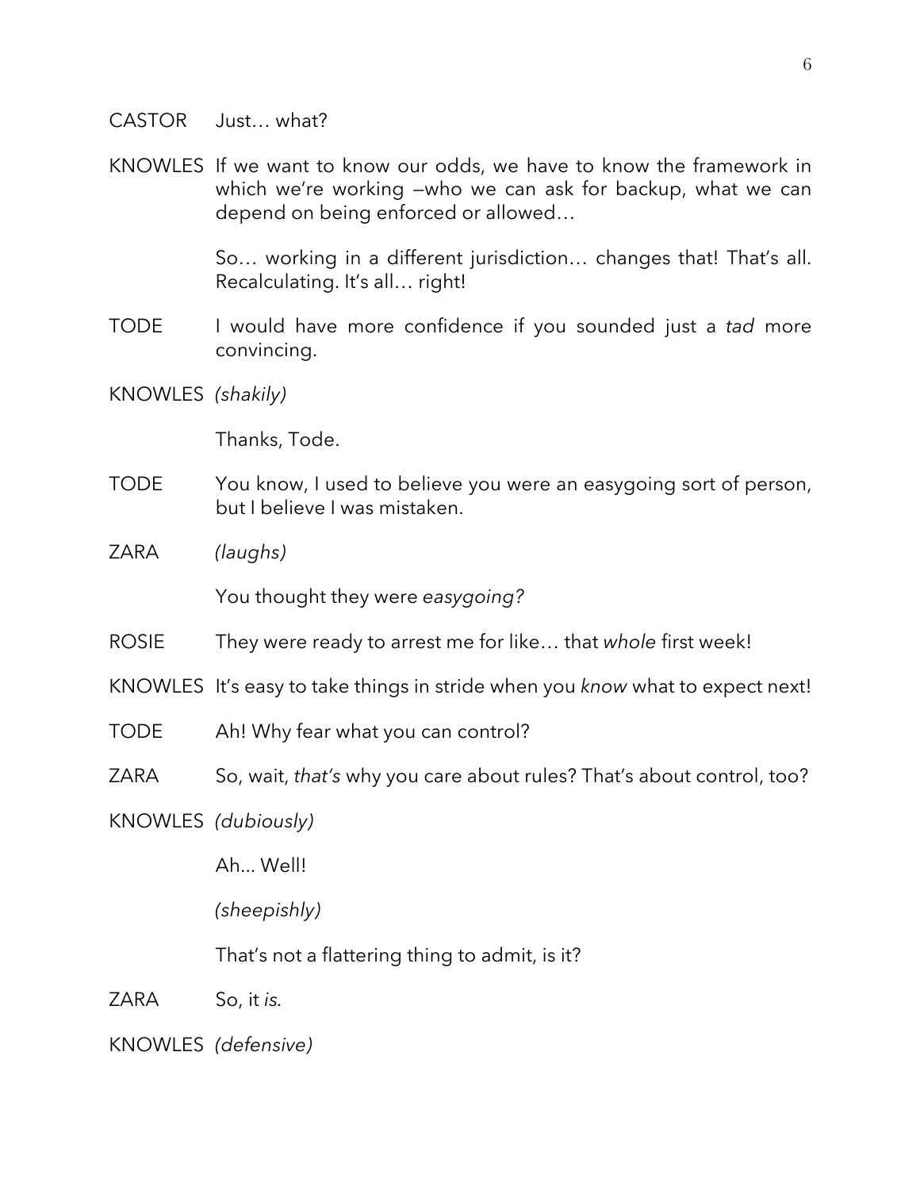CASTOR	Just… what?

KNOWLES	If we want to know our odds, we have to know the framework in which we're working —who we can ask for backup, what we can depend on being enforced or allowed…

So… working in a different jurisdiction… changes that! That's all. Recalculating. It's all… right!

TODE	I would have more confidence if you sounded just a *tad* more convincing.

KNOWLES	*(shakily)*

Thanks, Tode.

TODE	You know, I used to believe you were an easygoing sort of person, but I believe I was mistaken.

ZARA	*(laughs)*

You thought they were *easygoing?*

ROSIE	They were ready to arrest me for like… that *whole* first week!

KNOWLES	It's easy to take things in stride when you *know* what to expect next!

TODE	Ah! Why fear what you can control?

ZARA	So, wait, *that's* why you care about rules? That's about control, too?

KNOWLES	*(dubiously)*

Ah... Well!

*(sheepishly)*

That's not a flattering thing to admit, is it?

ZARA	So, it *is*.

KNOWLES	*(defensive)*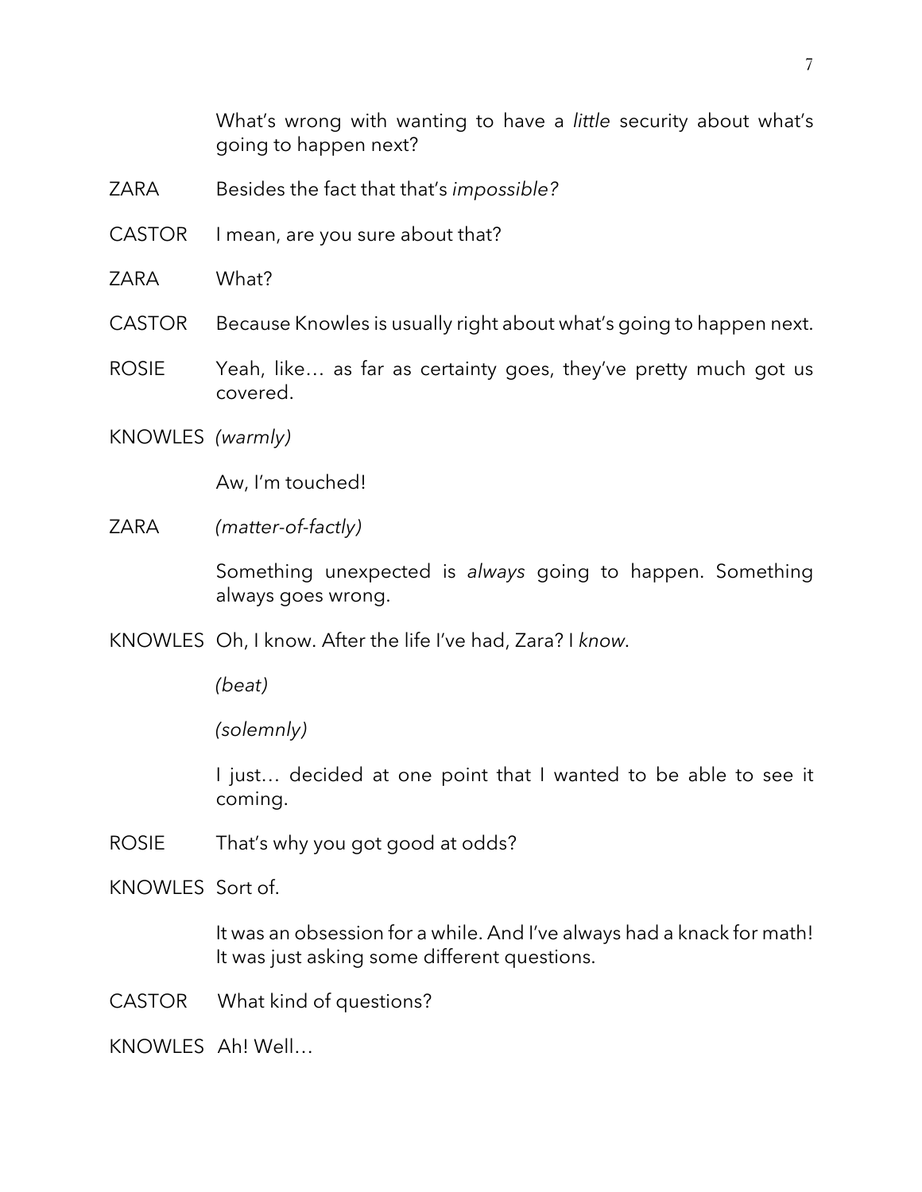What's wrong with wanting to have a *little* security about what's going to happen next?

ZARA Besides the fact that that's *impossible?*

CASTOR I mean, are you sure about that?

ZARA What?

CASTOR Because Knowles is usually right about what's going to happen next.

ROSIE Yeah, like… as far as certainty goes, they've pretty much got us covered.

KNOWLES *(warmly)*

Aw, I'm touched!

ZARA *(matter-of-factly)*

Something unexpected is *always* going to happen. Something always goes wrong.

KNOWLES Oh, I know. After the life I've had, Zara? I *know.*

*(beat)*

*(solemnly)*

I just… decided at one point that I wanted to be able to see it coming.

ROSIE That's why you got good at odds?

KNOWLES Sort of.

It was an obsession for a while. And I've always had a knack for math! It was just asking some different questions.

CASTOR What kind of questions?

KNOWLES Ah! Well…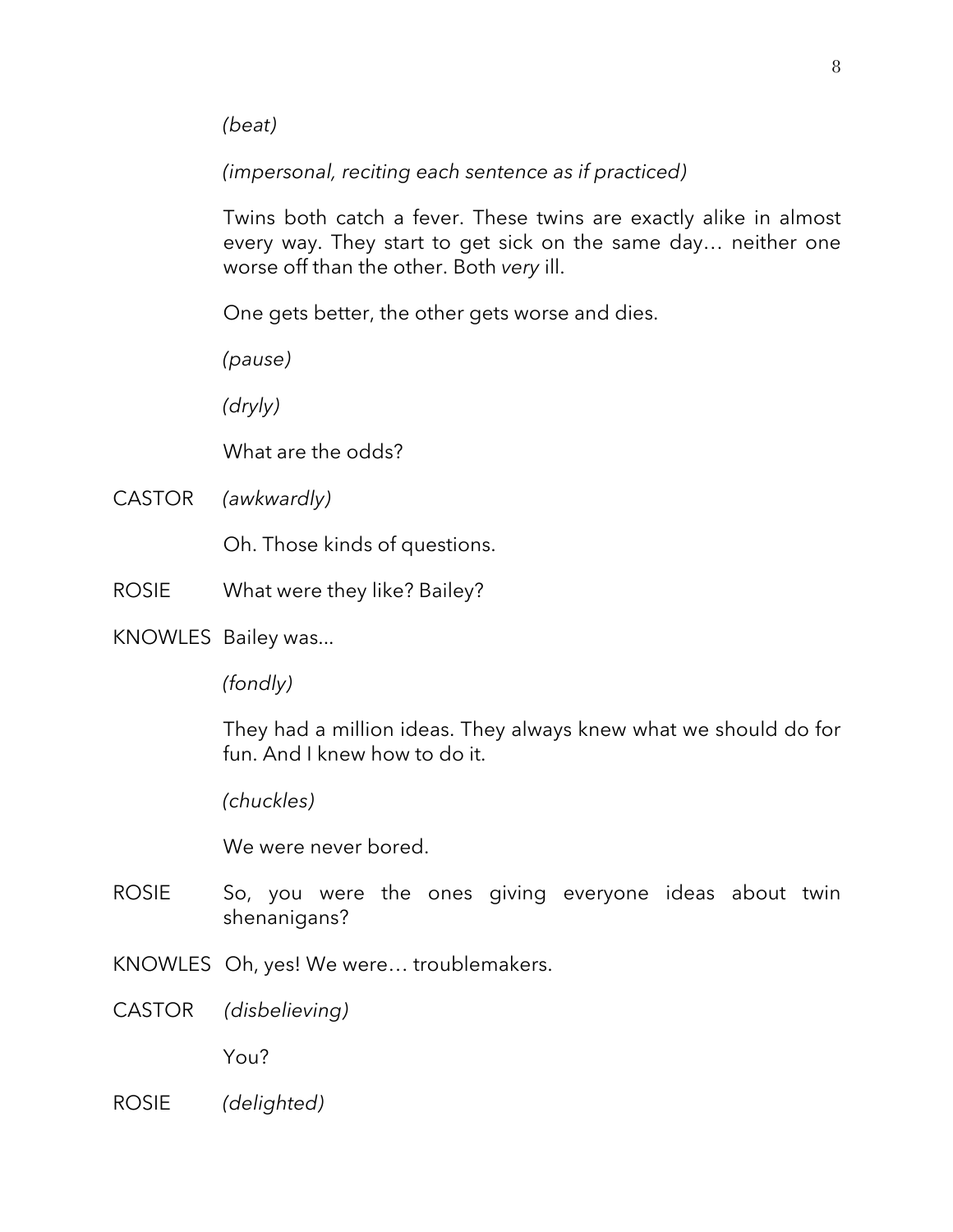*(beat)*

*(impersonal, reciting each sentence as if practiced)*

Twins both catch a fever. These twins are exactly alike in almost every way. They start to get sick on the same day… neither one worse off than the other. Both *very* ill.

One gets better, the other gets worse and dies.

*(pause)*

*(dryly)*

What are the odds?

CASTOR *(awkwardly)*

Oh. Those kinds of questions.

ROSIE What were they like? Bailey?

KNOWLES Bailey was...

*(fondly)*

They had a million ideas. They always knew what we should do for fun. And I knew how to do it.

*(chuckles)*

We were never bored.

ROSIE So, you were the ones giving everyone ideas about twin shenanigans?

KNOWLES Oh, yes! We were… troublemakers.

CASTOR *(disbelieving)*

You?

ROSIE *(delighted)*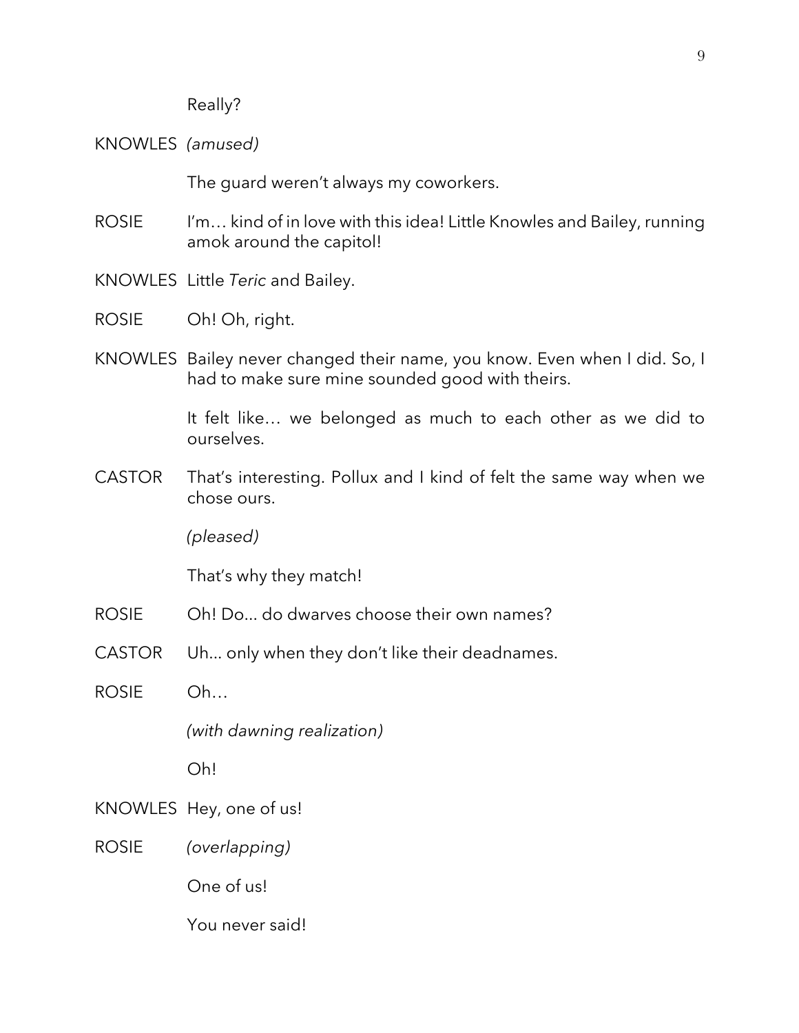Really?

KNOWLES *(amused)*

The guard weren't always my coworkers.

ROSIE I'm… kind of in love with this idea! Little Knowles and Bailey, running amok around the capitol!

KNOWLES Little *Teric* and Bailey.

ROSIE Oh! Oh, right.

KNOWLES Bailey never changed their name, you know. Even when I did. So, I had to make sure mine sounded good with theirs.

It felt like… we belonged as much to each other as we did to ourselves.

CASTOR That's interesting. Pollux and I kind of felt the same way when we chose ours.

*(pleased)*

That's why they match!

ROSIE Oh! Do... do dwarves choose their own names?

CASTOR Uh... only when they don't like their deadnames.

ROSIE Oh…

*(with dawning realization)*

Oh!

KNOWLES Hey, one of us!

ROSIE *(overlapping)*

One of us!

You never said!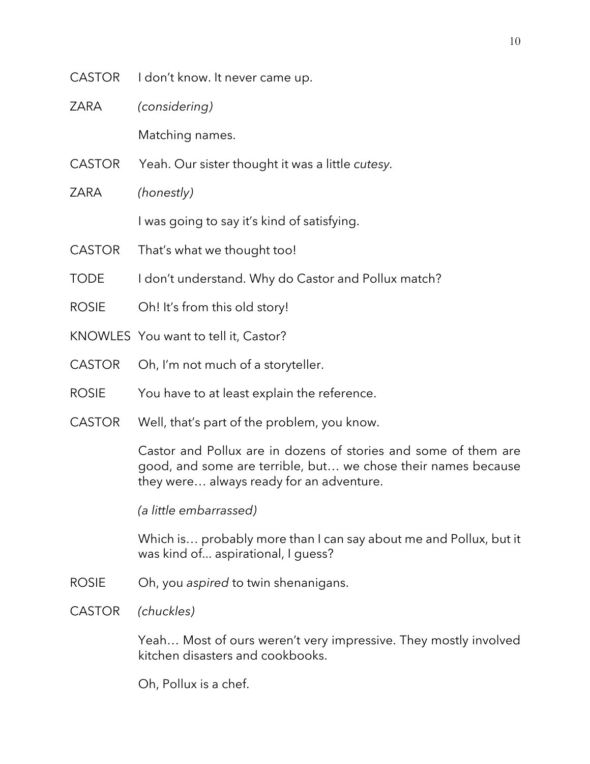CASTOR I don't know. It never came up.

ZARA *(considering)*

Matching names.

CASTOR Yeah. Our sister thought it was a little *cutesy*.

ZARA *(honestly)*

I was going to say it's kind of satisfying.

CASTOR That's what we thought too!

TODE I don't understand. Why do Castor and Pollux match?

ROSIE Oh! It's from this old story!

KNOWLES You want to tell it, Castor?

CASTOR Oh, I'm not much of a storyteller.

ROSIE You have to at least explain the reference.

CASTOR Well, that's part of the problem, you know.

Castor and Pollux are in dozens of stories and some of them are good, and some are terrible, but… we chose their names because they were… always ready for an adventure.

*(a little embarrassed)*

Which is… probably more than I can say about me and Pollux, but it was kind of... aspirational, I guess?

ROSIE Oh, you *aspired* to twin shenanigans.

CASTOR *(chuckles)*

Yeah… Most of ours weren't very impressive. They mostly involved kitchen disasters and cookbooks.

Oh, Pollux is a chef.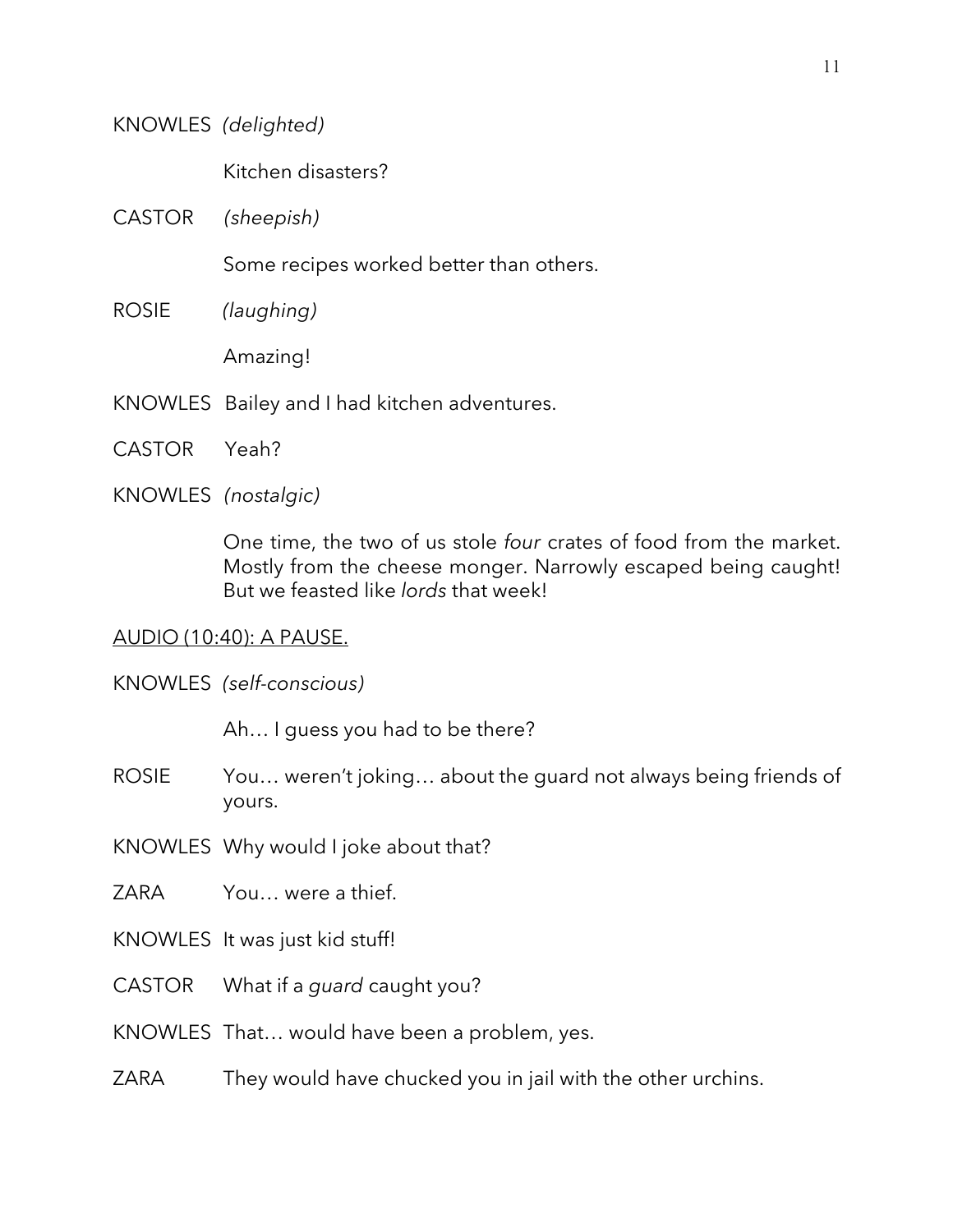KNOWLES *(delighted)*

Kitchen disasters?

CASTOR *(sheepish)*

Some recipes worked better than others.

ROSIE *(laughing)*

Amazing!

KNOWLES Bailey and I had kitchen adventures.

CASTOR Yeah?

KNOWLES *(nostalgic)*

One time, the two of us stole *four* crates of food from the market. Mostly from the cheese monger. Narrowly escaped being caught! But we feasted like *lords* that week!

<u>AUDIO (10:40): A PAUSE.</u>

KNOWLES *(self-conscious)*

Ah… I guess you had to be there?

ROSIE You… weren't joking… about the guard not always being friends of yours.

KNOWLES Why would I joke about that?

ZARA You… were a thief.

KNOWLES It was just kid stuff!

CASTOR What if a *guard* caught you?

KNOWLES That… would have been a problem, yes.

ZARA They would have chucked you in jail with the other urchins.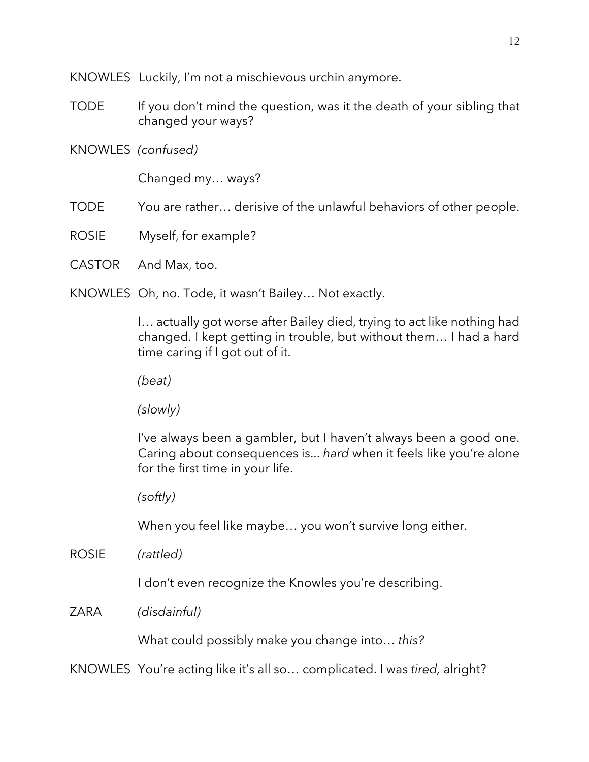KNOWLES Luckily, I'm not a mischievous urchin anymore.

TODE If you don't mind the question, was it the death of your sibling that changed your ways?

KNOWLES *(confused)*

Changed my… ways?

TODE You are rather… derisive of the unlawful behaviors of other people.

ROSIE Myself, for example?

CASTOR And Max, too.

KNOWLES Oh, no. Tode, it wasn't Bailey… Not exactly.

I… actually got worse after Bailey died, trying to act like nothing had changed. I kept getting in trouble, but without them… I had a hard time caring if I got out of it.

*(beat)*

*(slowly)*

I've always been a gambler, but I haven't always been a good one. Caring about consequences is... *hard* when it feels like you're alone for the first time in your life.

*(softly)*

When you feel like maybe… you won't survive long either.

ROSIE *(rattled)*

I don't even recognize the Knowles you're describing.

ZARA *(disdainful)*

What could possibly make you change into… *this?*

KNOWLES You're acting like it's all so… complicated. I was *tired,* alright?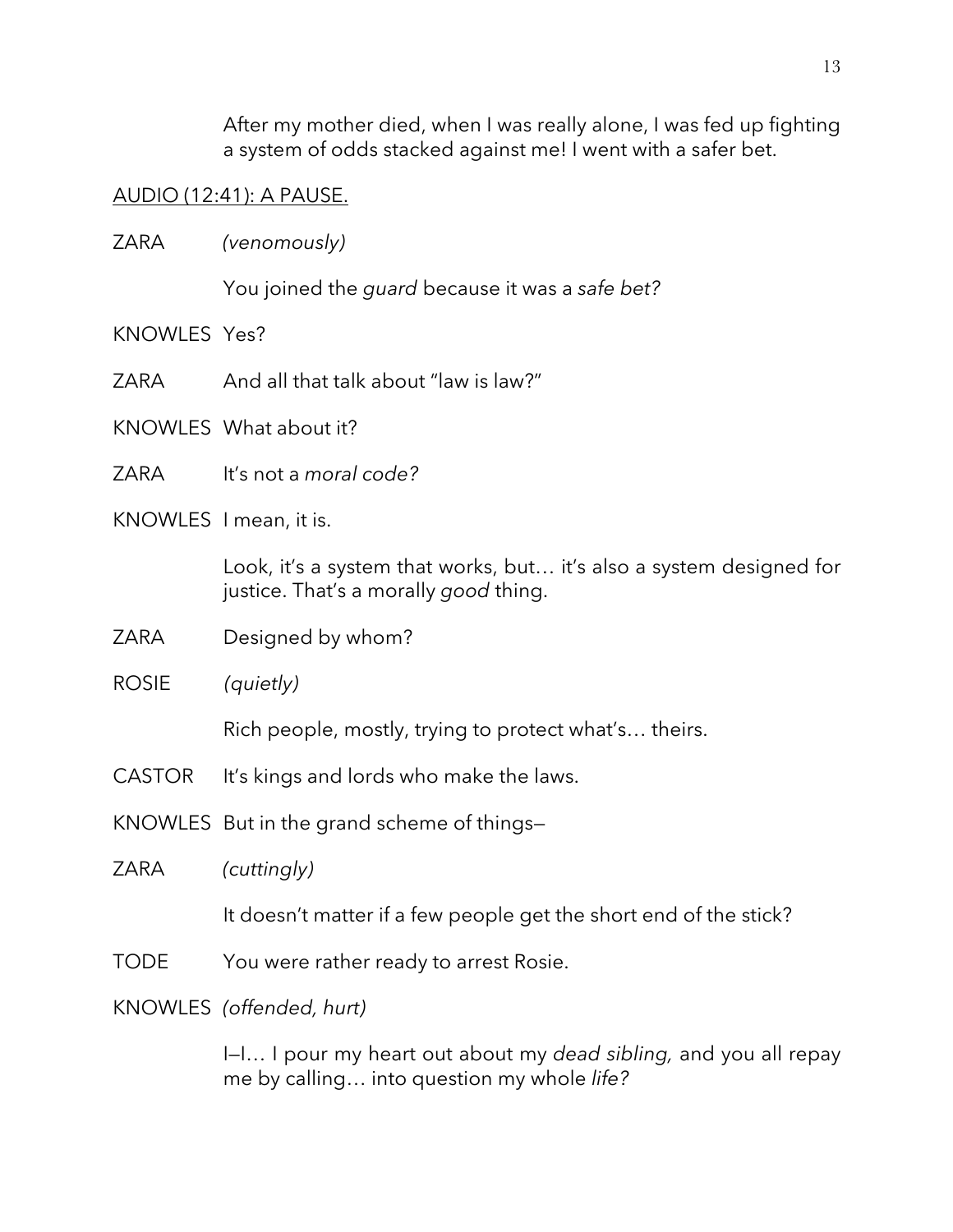After my mother died, when I was really alone, I was fed up fighting a system of odds stacked against me! I went with a safer bet.

<u>AUDIO (12:41): A PAUSE.</u>

ZARA *(venomously)*

You joined the *guard* because it was a *safe bet?*

KNOWLES Yes?

ZARA And all that talk about "law is law?"

KNOWLES What about it?

ZARA It's not a *moral code?*

KNOWLES I mean, it is.

Look, it's a system that works, but… it's also a system designed for justice. That's a morally *good* thing.

ZARA Designed by whom?

ROSIE *(quietly)*

Rich people, mostly, trying to protect what's… theirs.

CASTOR It's kings and lords who make the laws.

KNOWLES But in the grand scheme of things—

ZARA *(cuttingly)*

It doesn't matter if a few people get the short end of the stick?

TODE You were rather ready to arrest Rosie.

KNOWLES *(offended, hurt)*

I—I… I pour my heart out about my *dead sibling,* and you all repay me by calling… into question my whole *life?*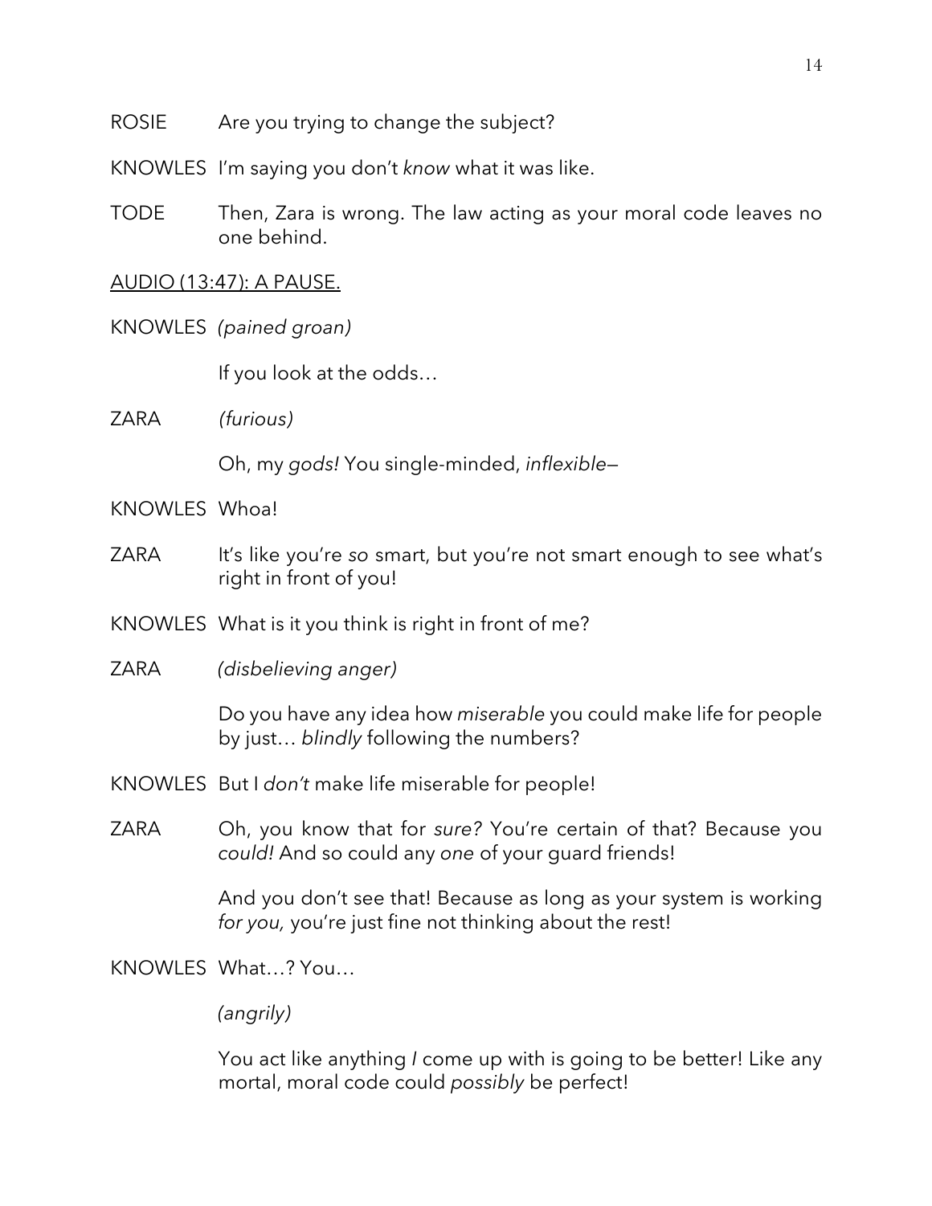ROSIE Are you trying to change the subject?

KNOWLES I'm saying you don't *know* what it was like.

TODE Then, Zara is wrong. The law acting as your moral code leaves no one behind.

<u>AUDIO (13:47): A PAUSE.</u>

KNOWLES *(pained groan)*

If you look at the odds…

ZARA *(furious)*

Oh, my *gods!* You single-minded, *inflexible—*

KNOWLES Whoa!

ZARA It's like you're *so* smart, but you're not smart enough to see what's right in front of you!

KNOWLES What is it you think is right in front of me?

ZARA *(disbelieving anger)*

Do you have any idea how *miserable* you could make life for people by just… *blindly* following the numbers?

KNOWLES But I *don't* make life miserable for people!

ZARA Oh, you know that for *sure?* You're certain of that? Because you *could!* And so could any *one* of your guard friends!

And you don't see that! Because as long as your system is working *for you,* you're just fine not thinking about the rest!

KNOWLES What…? You…

*(angrily)*

You act like anything *I* come up with is going to be better! Like any mortal, moral code could *possibly* be perfect!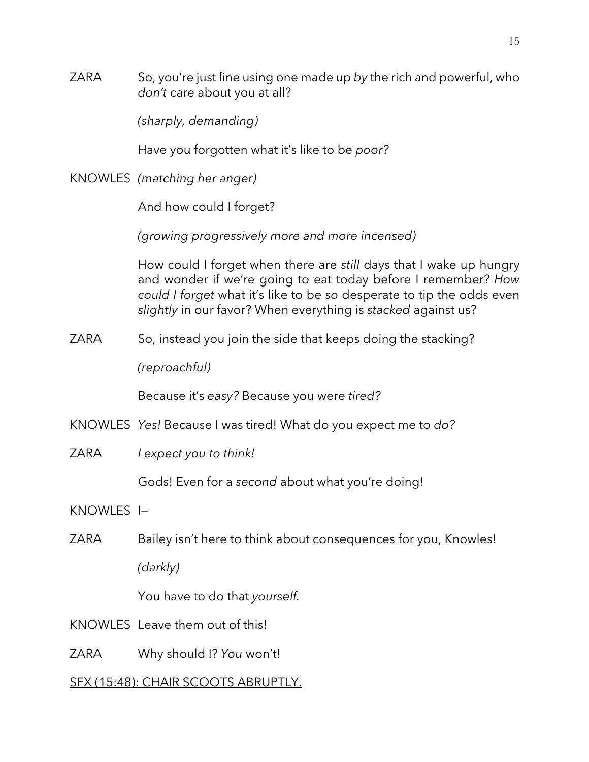ZARA So, you're just fine using one made up *by* the rich and powerful, who *don't* care about you at all?

*(sharply, demanding)*

Have you forgotten what it's like to be *poor?*

KNOWLES *(matching her anger)*

And how could I forget?

*(growing progressively more and more incensed)*

How could I forget when there are *still* days that I wake up hungry and wonder if we're going to eat today before I remember? *How could I forget* what it's like to be *so* desperate to tip the odds even *slightly* in our favor? When everything is *stacked* against us?

ZARA So, instead you join the side that keeps doing the stacking?

*(reproachful)*

Because it's *easy?* Because you were *tired?*

KNOWLES *Yes!* Because I was tired! What do you expect me to *do?*

ZARA *I expect you to think!*

Gods! Even for a *second* about what you're doing!

KNOWLES I—

ZARA Bailey isn't here to think about consequences for you, Knowles!

*(darkly)*

You have to do that *yourself.*

KNOWLES Leave them out of this!

ZARA Why should I? *You* won't!

<u>SFX (15:48): CHAIR SCOOTS ABRUPTLY.</u>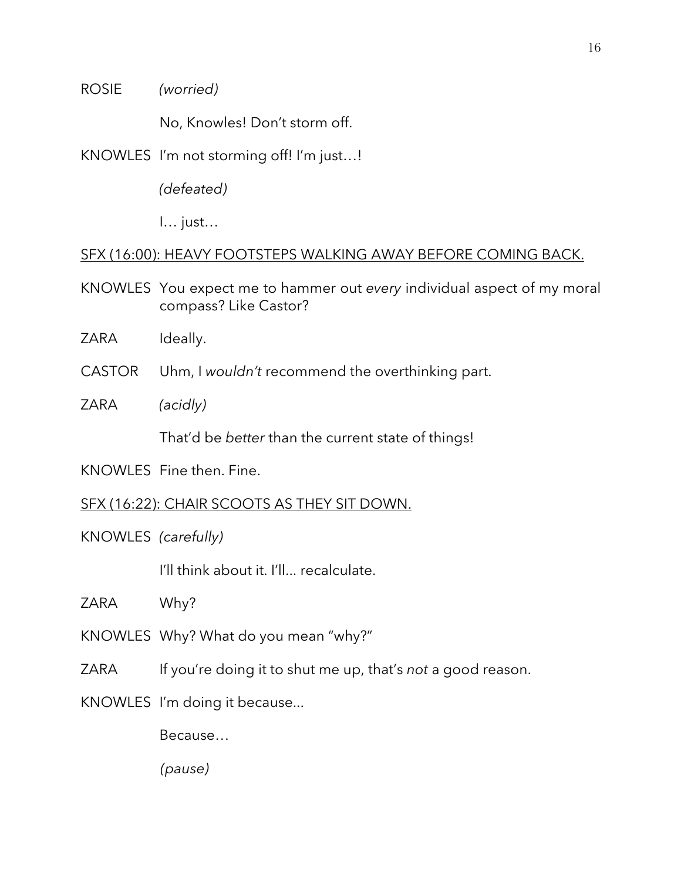ROSIE *(worried)*

No, Knowles! Don't storm off.

KNOWLES I'm not storming off! I'm just…!

*(defeated)*

I… just…

<u>SFX (16:00): HEAVY FOOTSTEPS WALKING AWAY BEFORE COMING BACK.</u>

KNOWLES You expect me to hammer out *every* individual aspect of my moral compass? Like Castor?

ZARA Ideally.

CASTOR Uhm, I *wouldn't* recommend the overthinking part.

ZARA *(acidly)*

That'd be *better* than the current state of things!

KNOWLES Fine then. Fine.

<u>SFX (16:22): CHAIR SCOOTS AS THEY SIT DOWN.</u>

KNOWLES *(carefully)*

I'll think about it. I'll... recalculate.

ZARA Why?

KNOWLES Why? What do you mean "why?"

ZARA If you're doing it to shut me up, that's *not* a good reason.

KNOWLES I'm doing it because...

Because…

*(pause)*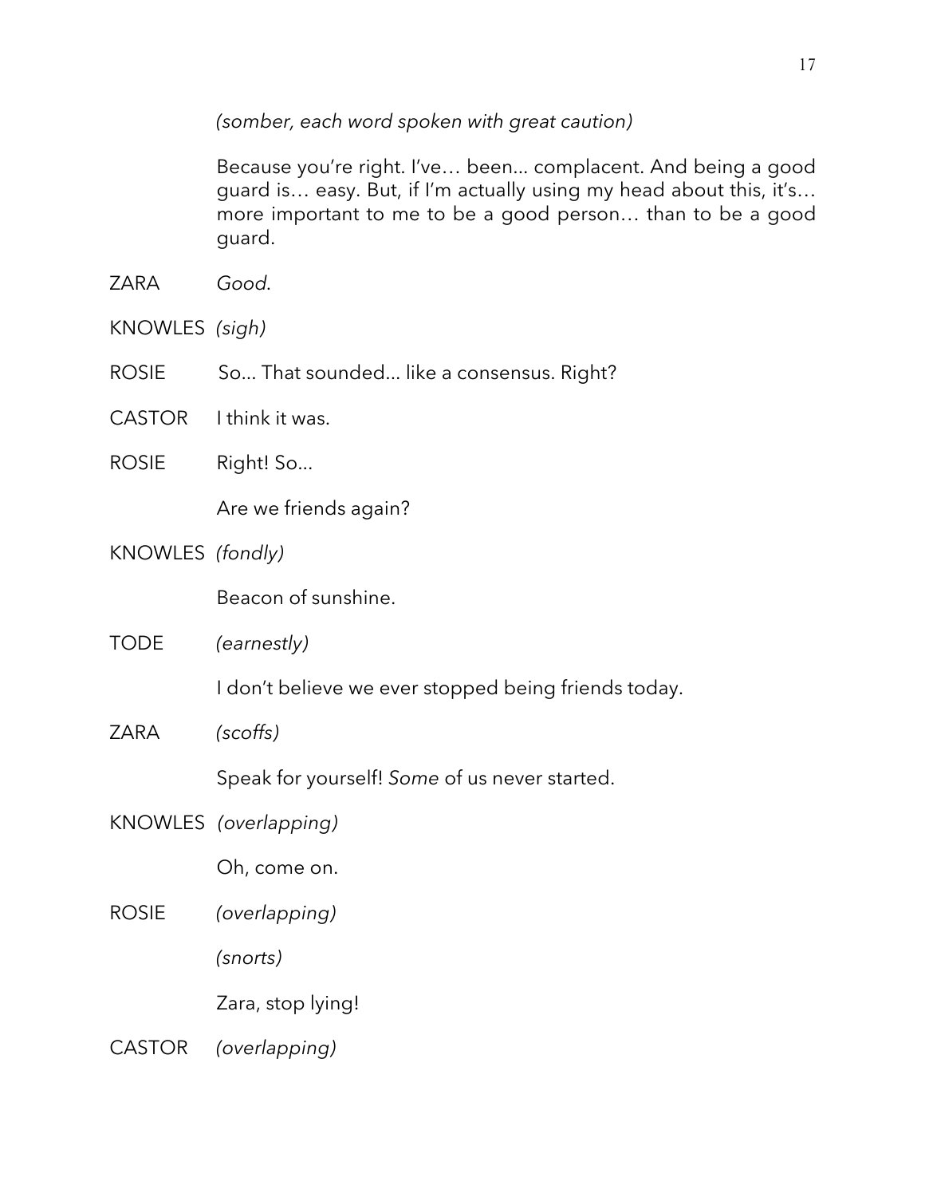*(somber, each word spoken with great caution)*

Because you're right. I've… been... complacent. And being a good guard is… easy. But, if I'm actually using my head about this, it's… more important to me to be a good person… than to be a good guard.

ZARA *Good*.

KNOWLES *(sigh)*

ROSIE So... That sounded... like a consensus. Right?

CASTOR I think it was.

ROSIE Right! So...

Are we friends again?

KNOWLES *(fondly)*

Beacon of sunshine.

TODE *(earnestly)*

I don't believe we ever stopped being friends today.

ZARA *(scoffs)*

Speak for yourself! *Some* of us never started.

KNOWLES *(overlapping)*

Oh, come on.

ROSIE *(overlapping)*

*(snorts)*

Zara, stop lying!

CASTOR *(overlapping)*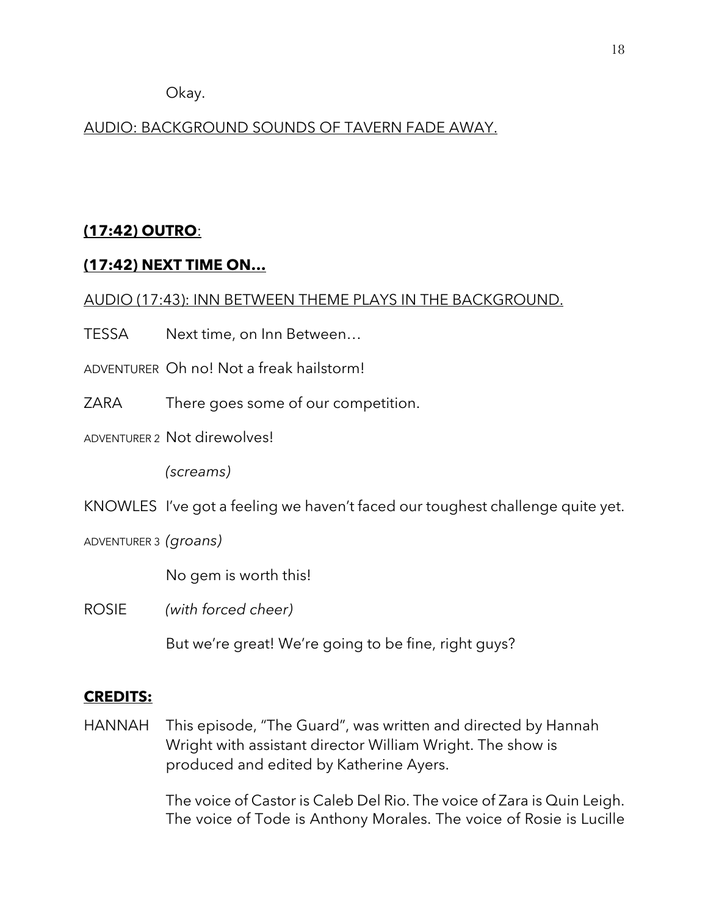Okay.

AUDIO: BACKGROUND SOUNDS OF TAVERN FADE AWAY.

**(17:42) OUTRO**:

**(17:42) NEXT TIME ON…**

AUDIO (17:43): INN BETWEEN THEME PLAYS IN THE BACKGROUND.

TESSA Next time, on Inn Between…

ADVENTURER Oh no! Not a freak hailstorm!

ZARA There goes some of our competition.

ADVENTURER 2 Not direwolves!

*(screams)*

KNOWLES I've got a feeling we haven't faced our toughest challenge quite yet.

ADVENTURER 3 *(groans)*

No gem is worth this!

ROSIE *(with forced cheer)*

But we're great! We're going to be fine, right guys?

**CREDITS:**

HANNAH This episode, "The Guard", was written and directed by Hannah Wright with assistant director William Wright. The show is produced and edited by Katherine Ayers.

The voice of Castor is Caleb Del Rio. The voice of Zara is Quin Leigh. The voice of Tode is Anthony Morales. The voice of Rosie is Lucille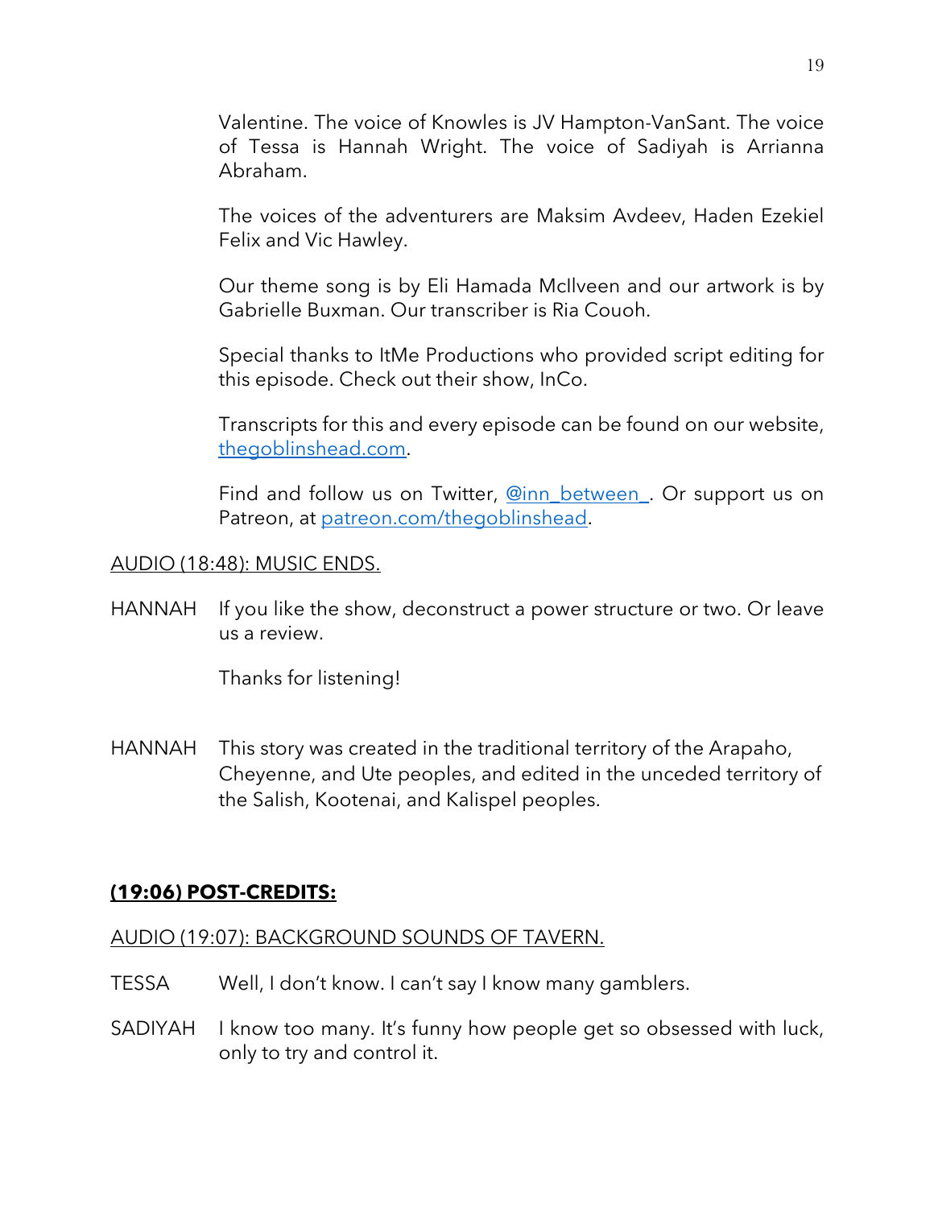Valentine. The voice of Knowles is JV Hampton-VanSant. The voice of Tessa is Hannah Wright. The voice of Sadiyah is Arrianna Abraham.

The voices of the adventurers are Maksim Avdeev, Haden Ezekiel Felix and Vic Hawley.

Our theme song is by Eli Hamada McIlveen and our artwork is by Gabrielle Buxman. Our transcriber is Ria Couoh.

Special thanks to ItMe Productions who provided script editing for this episode. Check out their show, InCo.

Transcripts for this and every episode can be found on our website, [thegoblinshead.com](thegoblinshead.com).

Find and follow us on Twitter, [@inn_between_](@inn_between_). Or support us on Patreon, at [patreon.com/thegoblinshead](patreon.com/thegoblinshead).

<u>AUDIO (18:48): MUSIC ENDS.</u>

HANNAH If you like the show, deconstruct a power structure or two. Or leave us a review.

Thanks for listening!

HANNAH This story was created in the traditional territory of the Arapaho, Cheyenne, and Ute peoples, and edited in the unceded territory of the Salish, Kootenai, and Kalispel peoples.

## <u>**(19:06) POST-CREDITS:**</u>

<u>AUDIO (19:07): BACKGROUND SOUNDS OF TAVERN.</u>

TESSA Well, I don't know. I can't say I know many gamblers.

SADIYAH I know too many. It's funny how people get so obsessed with luck, only to try and control it.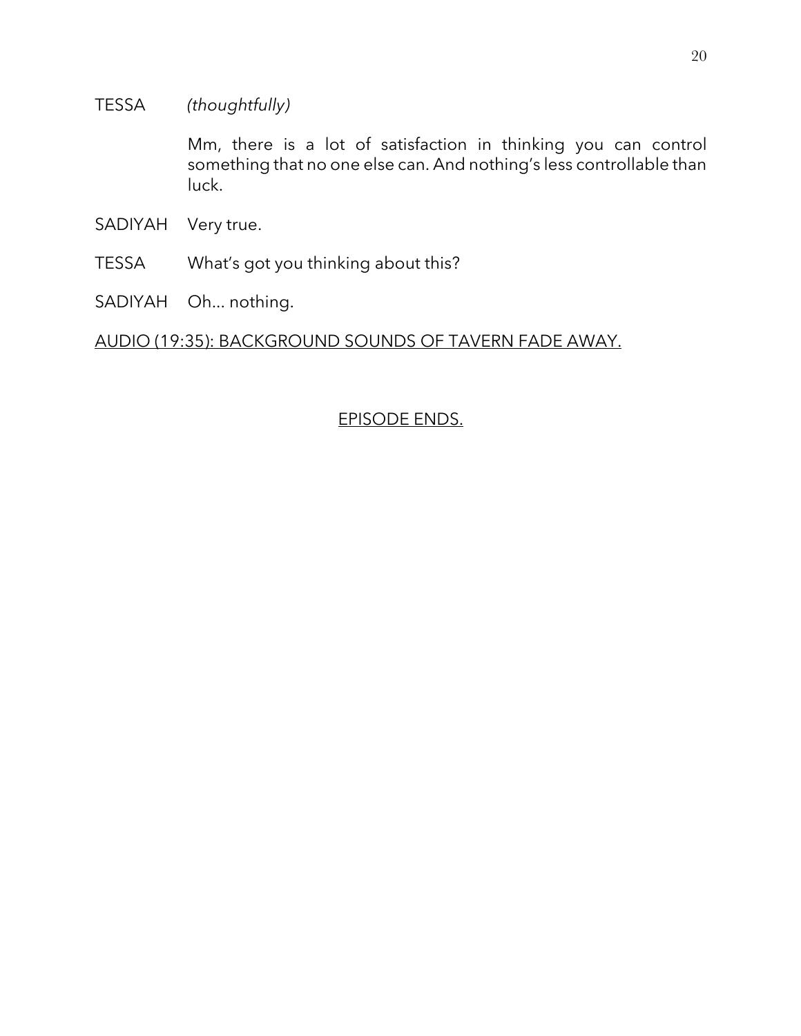TESSA *(thoughtfully)*

Mm, there is a lot of satisfaction in thinking you can control something that no one else can. And nothing's less controllable than luck.

SADIYAH Very true.

TESSA What's got you thinking about this?

SADIYAH Oh... nothing.

<u>AUDIO (19:35): BACKGROUND SOUNDS OF TAVERN FADE AWAY.</u>

<u>EPISODE ENDS.</u>